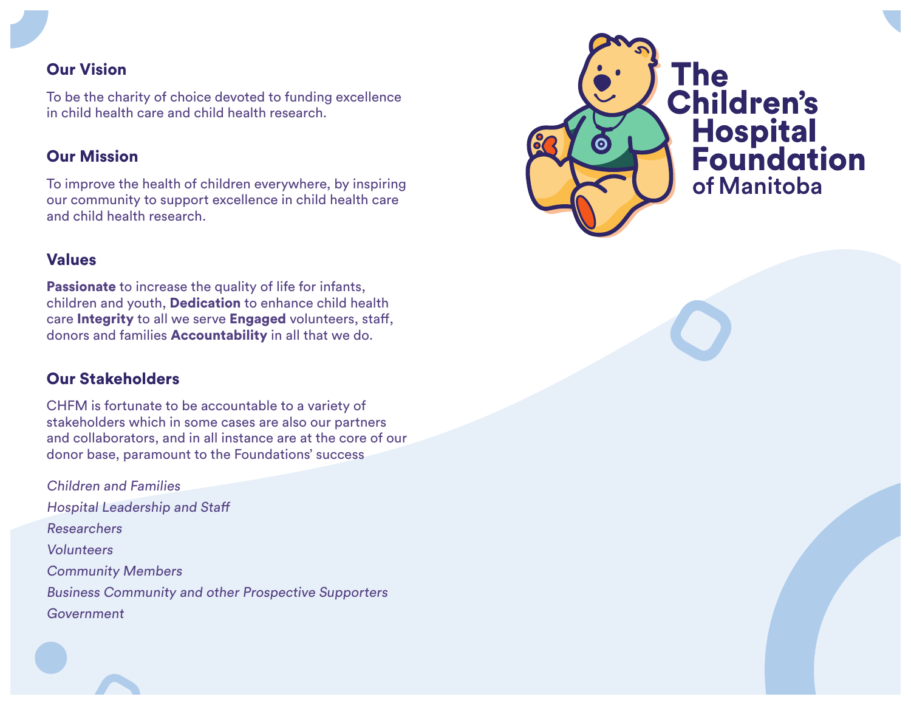# The Children's Hospital Foundation of Manitoba

## Our Vision

To be the charity of choice devoted to funding excellence in child health care and child health research.

## Our Mission

To improve the health of children everywhere, by inspiring our community to support excellence in child health care and child health research.

## Values

**Passionate** to increase the quality of life for infants, children and youth, **Dedication** to enhance child health care **Integrity** to all we serve **Engaged** volunteers, staff, donors and families **Accountability** in all that we do.

## Our Stakeholders

CHFM is fortunate to be accountable to a variety of stakeholders which in some cases are also our partners and collaborators, and in all instance are at the core of our donor base, paramount to the Foundations' success

*Children and Families*

*Hospital Leadership and Staff*

*Researchers*

*Volunteers*

*Community Members*

*Business Community and other Prospective Supporters*

*Government*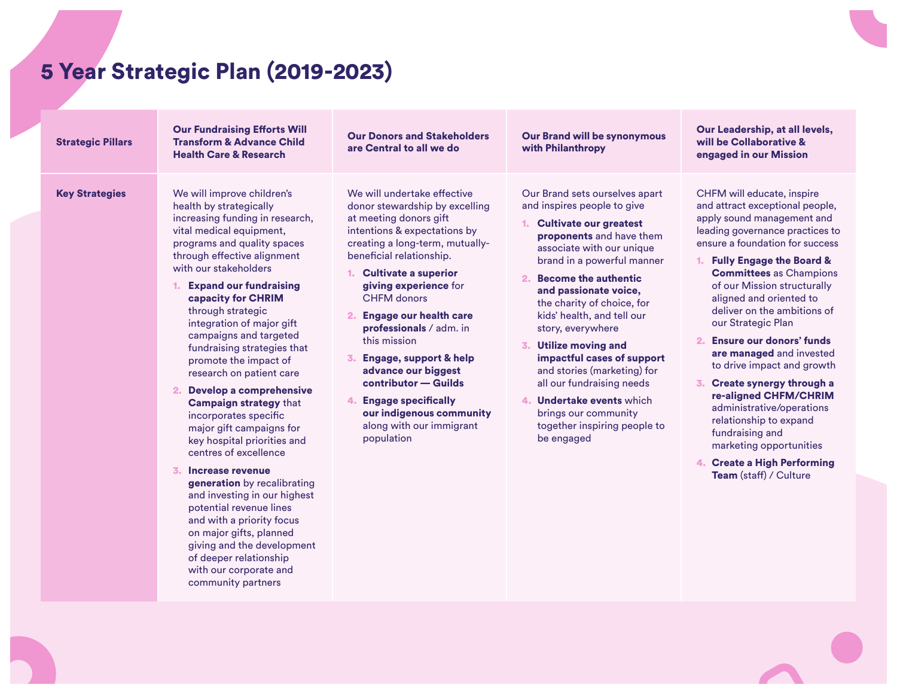# 5 Year Strategic Plan (2019-2023)

| Strategic Pillars | Our Fundraising Efforts Will Transform & Advance Child Health Care & Research | Our Donors and Stakeholders are Central to all we do | Our Brand will be synonymous with Philanthropy | Our Leadership, at all levels, will be Collaborative & engaged in our Mission |
|---|---|---|---|---|
| **Key Strategies** | We will improve children's health by strategically increasing funding in research, vital medical equipment, programs and quality spaces through effective alignment with our stakeholders<br><br>1. **Expand our fundraising capacity for CHRIM** through strategic integration of major gift campaigns and targeted fundraising strategies that promote the impact of research on patient care<br>2. **Develop a comprehensive Campaign strategy** that incorporates specific major gift campaigns for key hospital priorities and centres of excellence<br>3. **Increase revenue generation** by recalibrating and investing in our highest potential revenue lines and with a priority focus on major gifts, planned giving and the development of deeper relationship with our corporate and community partners | We will undertake effective donor stewardship by excelling at meeting donors gift intentions & expectations by creating a long-term, mutually-beneficial relationship.<br><br>1. **Cultivate a superior giving experience** for CHFM donors<br>2. **Engage our health care professionals** / adm. in this mission<br>3. **Engage, support & help advance our biggest contributor — Guilds**<br>4. **Engage specifically our indigenous community** along with our immigrant population | Our Brand sets ourselves apart and inspires people to give<br><br>1. **Cultivate our greatest proponents** and have them associate with our unique brand in a powerful manner<br>2. **Become the authentic and passionate voice,** the charity of choice, for kids' health, and tell our story, everywhere<br>3. **Utilize moving and impactful cases of support** and stories (marketing) for all our fundraising needs<br>4. **Undertake events** which brings our community together inspiring people to be engaged | CHFM will educate, inspire and attract exceptional people, apply sound management and leading governance practices to ensure a foundation for success<br><br>1. **Fully Engage the Board & Committees** as Champions of our Mission structurally aligned and oriented to deliver on the ambitions of our Strategic Plan<br>2. **Ensure our donors' funds are managed** and invested to drive impact and growth<br>3. **Create synergy through a re-aligned CHFM/CHRIM** administrative/operations relationship to expand fundraising and marketing opportunities<br>4. **Create a High Performing Team** (staff) / Culture |